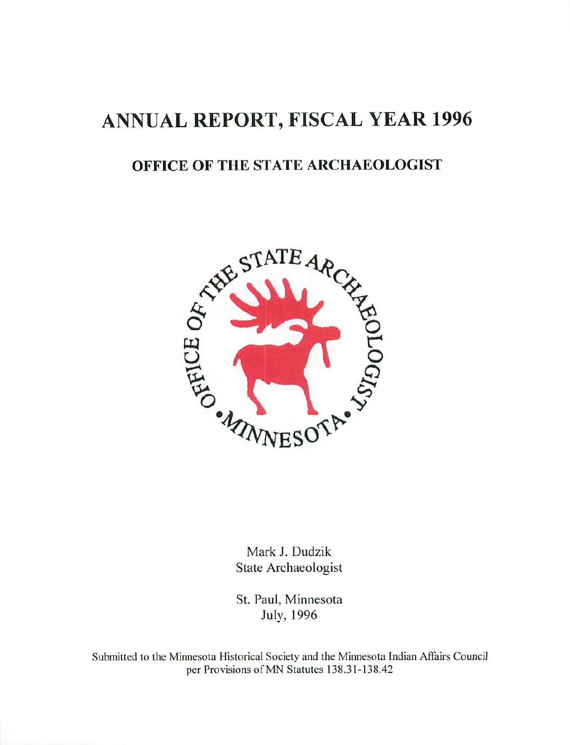# ANNUAL REPORT, FISCAL YEAR 1996

## OFFICE OF THE STATE ARCHAEOLOGIST

Mark J. Dudzik
State Archaeologist

St. Paul, Minnesota
July, 1996

Submitted to the Minnesota Historical Society and the Minnesota Indian Affairs Council per Provisions of MN Statutes 138.31-138.42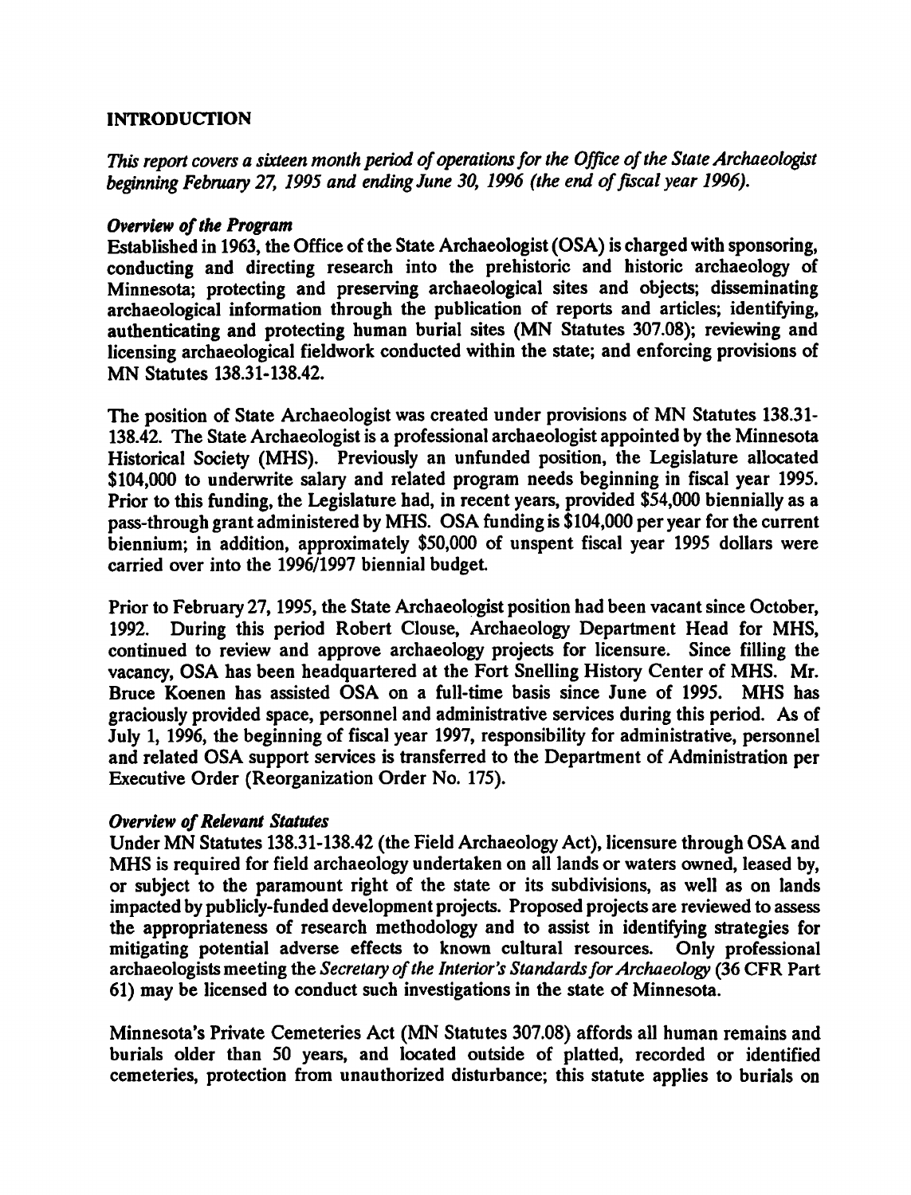## INTRODUCTION

*This report covers a sixteen month period of operations for the Office of the State Archaeologist beginning February 27, 1995 and ending June 30, 1996 (the end of fiscal year 1996).*

### *Overview of the Program*

Established in 1963, the Office of the State Archaeologist (OSA) is charged with sponsoring, conducting and directing research into the prehistoric and historic archaeology of Minnesota; protecting and preserving archaeological sites and objects; disseminating archaeological information through the publication of reports and articles; identifying, authenticating and protecting human burial sites (MN Statutes 307.08); reviewing and licensing archaeological fieldwork conducted within the state; and enforcing provisions of MN Statutes 138.31-138.42.

The position of State Archaeologist was created under provisions of MN Statutes 138.31-138.42. The State Archaeologist is a professional archaeologist appointed by the Minnesota Historical Society (MHS). Previously an unfunded position, the Legislature allocated $104,000 to underwrite salary and related program needs beginning in fiscal year 1995. Prior to this funding, the Legislature had, in recent years, provided $54,000 biennially as a pass-through grant administered by MHS. OSA funding is $104,000 per year for the current biennium; in addition, approximately $50,000 of unspent fiscal year 1995 dollars were carried over into the 1996/1997 biennial budget.

Prior to February 27, 1995, the State Archaeologist position had been vacant since October, 1992. During this period Robert Clouse, Archaeology Department Head for MHS, continued to review and approve archaeology projects for licensure. Since filling the vacancy, OSA has been headquartered at the Fort Snelling History Center of MHS. Mr. Bruce Koenen has assisted OSA on a full-time basis since June of 1995. MHS has graciously provided space, personnel and administrative services during this period. As of July 1, 1996, the beginning of fiscal year 1997, responsibility for administrative, personnel and related OSA support services is transferred to the Department of Administration per Executive Order (Reorganization Order No. 175).

### *Overview of Relevant Statutes*

Under MN Statutes 138.31-138.42 (the Field Archaeology Act), licensure through OSA and MHS is required for field archaeology undertaken on all lands or waters owned, leased by, or subject to the paramount right of the state or its subdivisions, as well as on lands impacted by publicly-funded development projects. Proposed projects are reviewed to assess the appropriateness of research methodology and to assist in identifying strategies for mitigating potential adverse effects to known cultural resources. Only professional archaeologists meeting the *Secretary of the Interior's Standards for Archaeology* (36 CFR Part 61) may be licensed to conduct such investigations in the state of Minnesota.

Minnesota's Private Cemeteries Act (MN Statutes 307.08) affords all human remains and burials older than 50 years, and located outside of platted, recorded or identified cemeteries, protection from unauthorized disturbance; this statute applies to burials on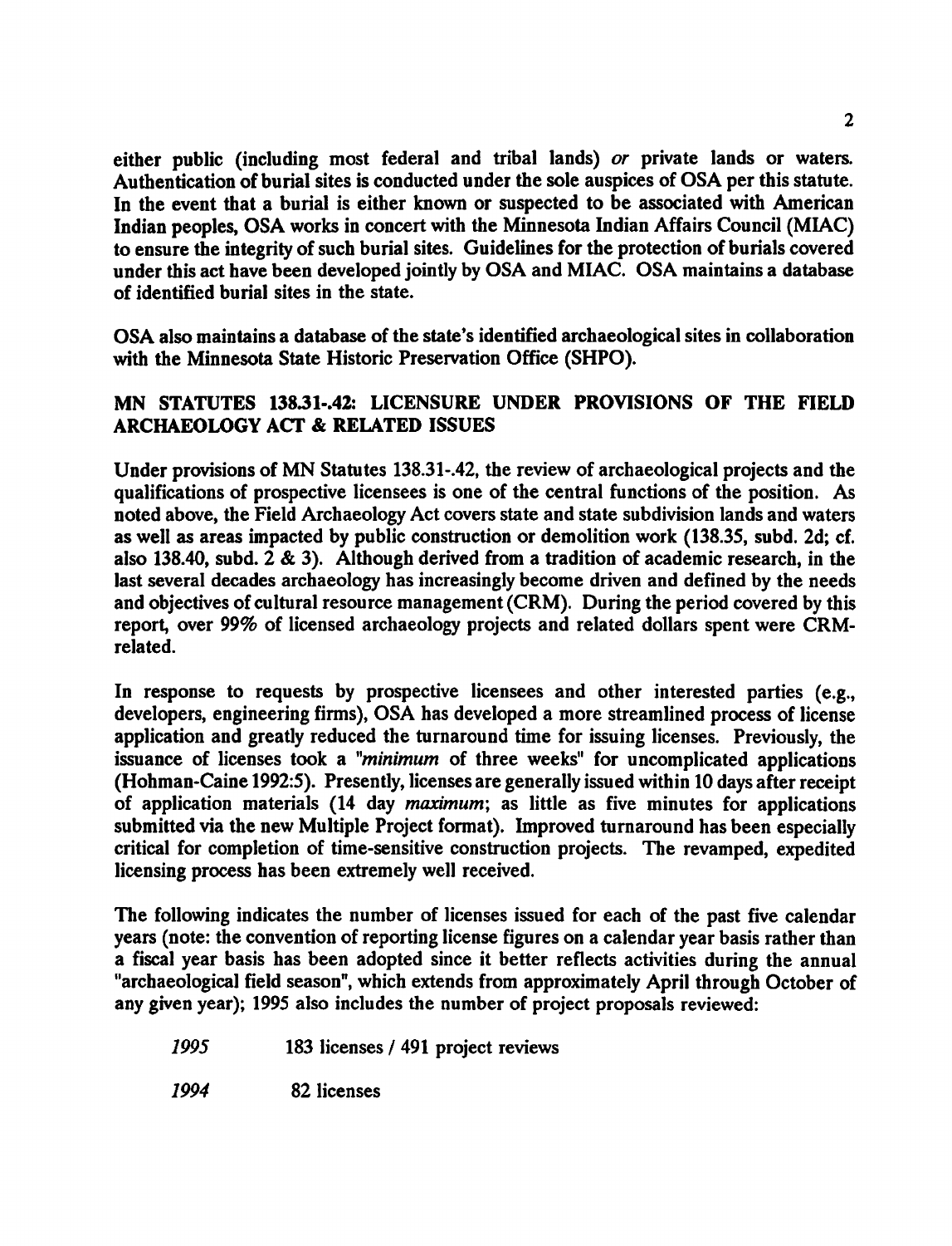either public (including most federal and tribal lands) *or* private lands or waters. Authentication of burial sites is conducted under the sole auspices of OSA per this statute. In the event that a burial is either known or suspected to be associated with American Indian peoples, OSA works in concert with the Minnesota Indian Affairs Council (MIAC) to ensure the integrity of such burial sites. Guidelines for the protection of burials covered under this act have been developed jointly by OSA and MIAC. OSA maintains a database of identified burial sites in the state.

OSA also maintains a database of the state's identified archaeological sites in collaboration with the Minnesota State Historic Preservation Office (SHPO).

## MN STATUTES 138.31-.42: LICENSURE UNDER PROVISIONS OF THE FIELD ARCHAEOLOGY ACT & RELATED ISSUES

Under provisions of MN Statutes 138.31-.42, the review of archaeological projects and the qualifications of prospective licensees is one of the central functions of the position. As noted above, the Field Archaeology Act covers state and state subdivision lands and waters as well as areas impacted by public construction or demolition work (138.35, subd. 2d; cf. also 138.40, subd. 2 & 3). Although derived from a tradition of academic research, in the last several decades archaeology has increasingly become driven and defined by the needs and objectives of cultural resource management (CRM). During the period covered by this report, over 99% of licensed archaeology projects and related dollars spent were CRM-related.

In response to requests by prospective licensees and other interested parties (e.g., developers, engineering firms), OSA has developed a more streamlined process of license application and greatly reduced the turnaround time for issuing licenses. Previously, the issuance of licenses took a "*minimum* of three weeks" for uncomplicated applications (Hohman-Caine 1992:5). Presently, licenses are generally issued within 10 days after receipt of application materials (14 day *maximum*; as little as five minutes for applications submitted via the new Multiple Project format). Improved turnaround has been especially critical for completion of time-sensitive construction projects. The revamped, expedited licensing process has been extremely well received.

The following indicates the number of licenses issued for each of the past five calendar years (note: the convention of reporting license figures on a calendar year basis rather than a fiscal year basis has been adopted since it better reflects activities during the annual "archaeological field season", which extends from approximately April through October of any given year); 1995 also includes the number of project proposals reviewed:

*1995* 183 licenses / 491 project reviews

*1994* 82 licenses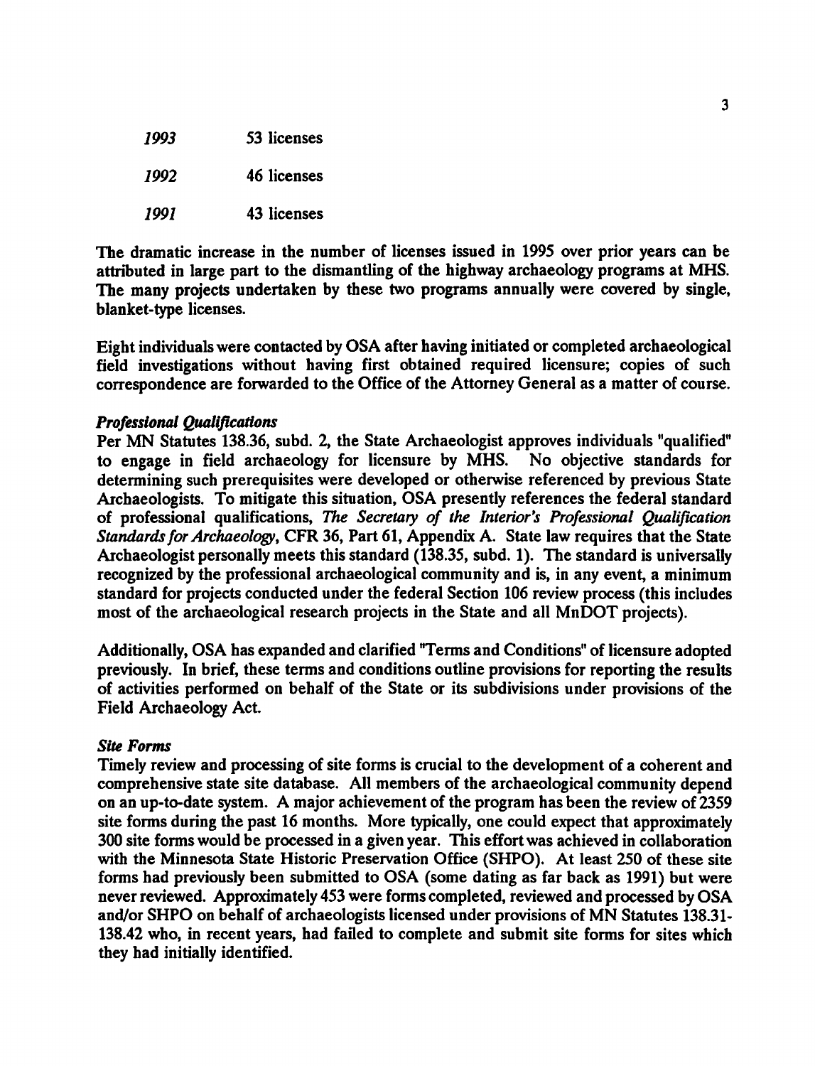*1993* 53 licenses

*1992* 46 licenses

*1991* 43 licenses

The dramatic increase in the number of licenses issued in 1995 over prior years can be attributed in large part to the dismantling of the highway archaeology programs at MHS. The many projects undertaken by these two programs annually were covered by single, blanket-type licenses.

Eight individuals were contacted by OSA after having initiated or completed archaeological field investigations without having first obtained required licensure; copies of such correspondence are forwarded to the Office of the Attorney General as a matter of course.

***Professional Qualifications***

Per MN Statutes 138.36, subd. 2, the State Archaeologist approves individuals "qualified" to engage in field archaeology for licensure by MHS. No objective standards for determining such prerequisites were developed or otherwise referenced by previous State Archaeologists. To mitigate this situation, OSA presently references the federal standard of professional qualifications, *The Secretary of the Interior's Professional Qualification Standards for Archaeology*, CFR 36, Part 61, Appendix A. State law requires that the State Archaeologist personally meets this standard (138.35, subd. 1). The standard is universally recognized by the professional archaeological community and is, in any event, a minimum standard for projects conducted under the federal Section 106 review process (this includes most of the archaeological research projects in the State and all MnDOT projects).

Additionally, OSA has expanded and clarified "Terms and Conditions" of licensure adopted previously. In brief, these terms and conditions outline provisions for reporting the results of activities performed on behalf of the State or its subdivisions under provisions of the Field Archaeology Act.

***Site Forms***

Timely review and processing of site forms is crucial to the development of a coherent and comprehensive state site database. All members of the archaeological community depend on an up-to-date system. A major achievement of the program has been the review of 2359 site forms during the past 16 months. More typically, one could expect that approximately 300 site forms would be processed in a given year. This effort was achieved in collaboration with the Minnesota State Historic Preservation Office (SHPO). At least 250 of these site forms had previously been submitted to OSA (some dating as far back as 1991) but were never reviewed. Approximately 453 were forms completed, reviewed and processed by OSA and/or SHPO on behalf of archaeologists licensed under provisions of MN Statutes 138.31-138.42 who, in recent years, had failed to complete and submit site forms for sites which they had initially identified.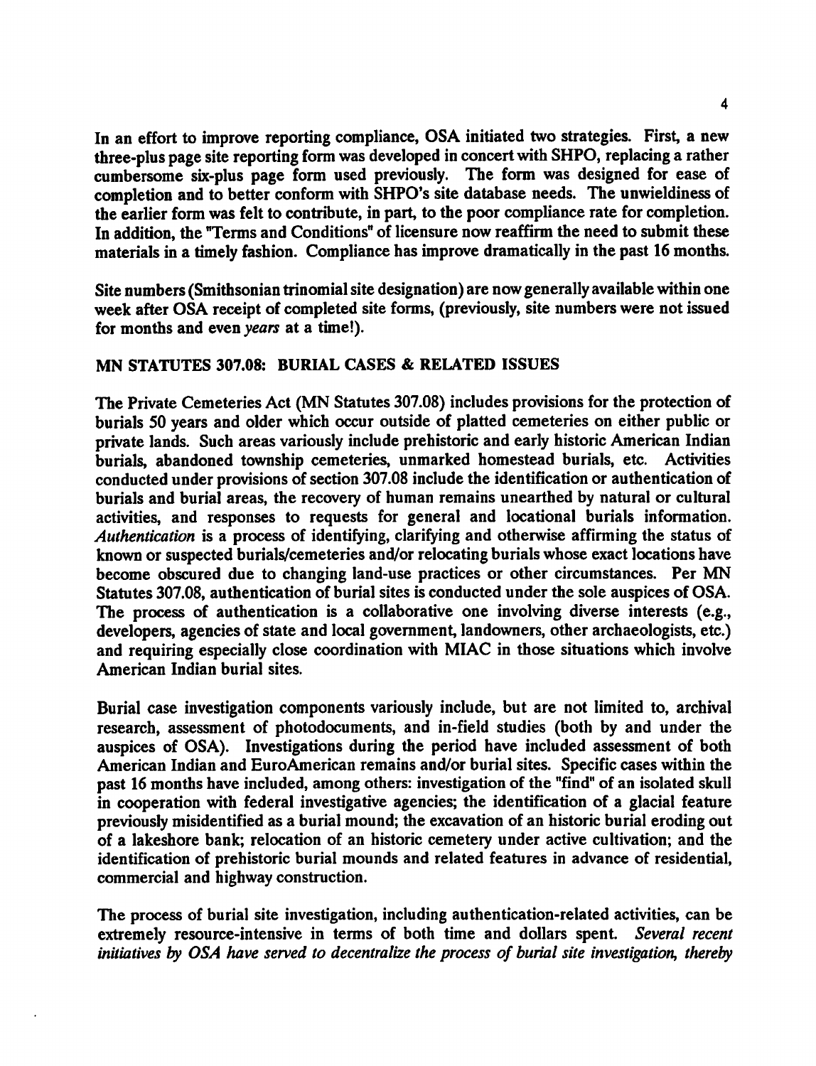In an effort to improve reporting compliance, OSA initiated two strategies. First, a new three-plus page site reporting form was developed in concert with SHPO, replacing a rather cumbersome six-plus page form used previously. The form was designed for ease of completion and to better conform with SHPO's site database needs. The unwieldiness of the earlier form was felt to contribute, in part, to the poor compliance rate for completion. In addition, the "Terms and Conditions" of licensure now reaffirm the need to submit these materials in a timely fashion. Compliance has improve dramatically in the past 16 months.

Site numbers (Smithsonian trinomial site designation) are now generally available within one week after OSA receipt of completed site forms, (previously, site numbers were not issued for months and even *years* at a time!).

## MN STATUTES 307.08: BURIAL CASES & RELATED ISSUES

The Private Cemeteries Act (MN Statutes 307.08) includes provisions for the protection of burials 50 years and older which occur outside of platted cemeteries on either public or private lands. Such areas variously include prehistoric and early historic American Indian burials, abandoned township cemeteries, unmarked homestead burials, etc. Activities conducted under provisions of section 307.08 include the identification or authentication of burials and burial areas, the recovery of human remains unearthed by natural or cultural activities, and responses to requests for general and locational burials information. *Authentication* is a process of identifying, clarifying and otherwise affirming the status of known or suspected burials/cemeteries and/or relocating burials whose exact locations have become obscured due to changing land-use practices or other circumstances. Per MN Statutes 307.08, authentication of burial sites is conducted under the sole auspices of OSA. The process of authentication is a collaborative one involving diverse interests (e.g., developers, agencies of state and local government, landowners, other archaeologists, etc.) and requiring especially close coordination with MIAC in those situations which involve American Indian burial sites.

Burial case investigation components variously include, but are not limited to, archival research, assessment of photodocuments, and in-field studies (both by and under the auspices of OSA). Investigations during the period have included assessment of both American Indian and EuroAmerican remains and/or burial sites. Specific cases within the past 16 months have included, among others: investigation of the "find" of an isolated skull in cooperation with federal investigative agencies; the identification of a glacial feature previously misidentified as a burial mound; the excavation of an historic burial eroding out of a lakeshore bank; relocation of an historic cemetery under active cultivation; and the identification of prehistoric burial mounds and related features in advance of residential, commercial and highway construction.

The process of burial site investigation, including authentication-related activities, can be extremely resource-intensive in terms of both time and dollars spent. *Several recent initiatives by OSA have served to decentralize the process of burial site investigation, thereby*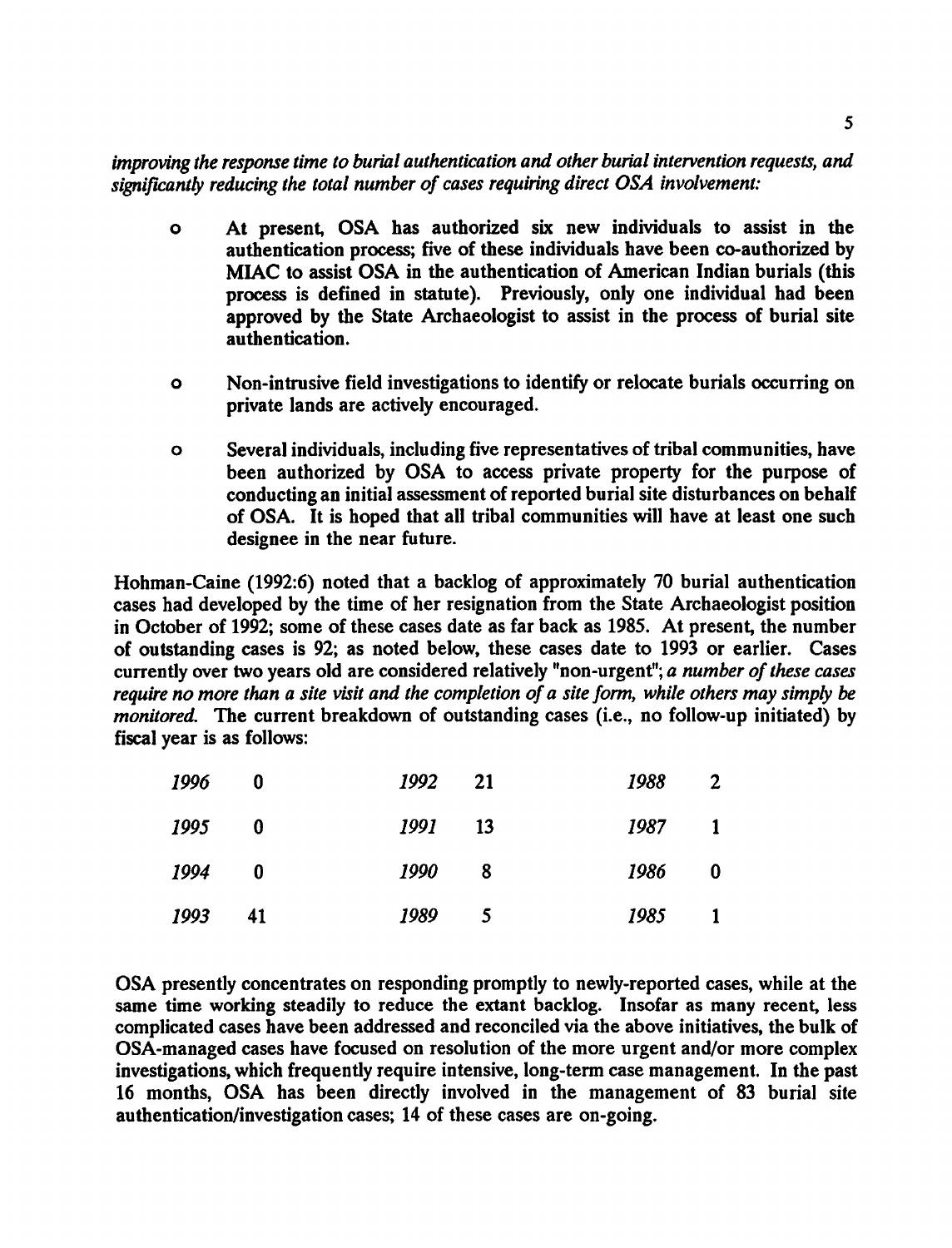*improving the response time to burial authentication and other burial intervention requests, and significantly reducing the total number of cases requiring direct OSA involvement:*

- At present, OSA has authorized six new individuals to assist in the authentication process; five of these individuals have been co-authorized by MIAC to assist OSA in the authentication of American Indian burials (this process is defined in statute). Previously, only one individual had been approved by the State Archaeologist to assist in the process of burial site authentication.

- Non-intrusive field investigations to identify or relocate burials occurring on private lands are actively encouraged.

- Several individuals, including five representatives of tribal communities, have been authorized by OSA to access private property for the purpose of conducting an initial assessment of reported burial site disturbances on behalf of OSA. It is hoped that all tribal communities will have at least one such designee in the near future.

Hohman-Caine (1992:6) noted that a backlog of approximately 70 burial authentication cases had developed by the time of her resignation from the State Archaeologist position in October of 1992; some of these cases date as far back as 1985. At present, the number of outstanding cases is 92; as noted below, these cases date to 1993 or earlier. Cases currently over two years old are considered relatively "non-urgent"; *a number of these cases require no more than a site visit and the completion of a site form, while others may simply be monitored.* The current breakdown of outstanding cases (i.e., no follow-up initiated) by fiscal year is as follows:

| | | | | | |
|---|---|---|---|---|---|
| *1996* | 0 | *1992* | 21 | *1988* | 2 |
| *1995* | 0 | *1991* | 13 | *1987* | 1 |
| *1994* | 0 | *1990* | 8 | *1986* | 0 |
| *1993* | 41 | *1989* | 5 | *1985* | 1 |

OSA presently concentrates on responding promptly to newly-reported cases, while at the same time working steadily to reduce the extant backlog. Insofar as many recent, less complicated cases have been addressed and reconciled via the above initiatives, the bulk of OSA-managed cases have focused on resolution of the more urgent and/or more complex investigations, which frequently require intensive, long-term case management. In the past 16 months, OSA has been directly involved in the management of 83 burial site authentication/investigation cases; 14 of these cases are on-going.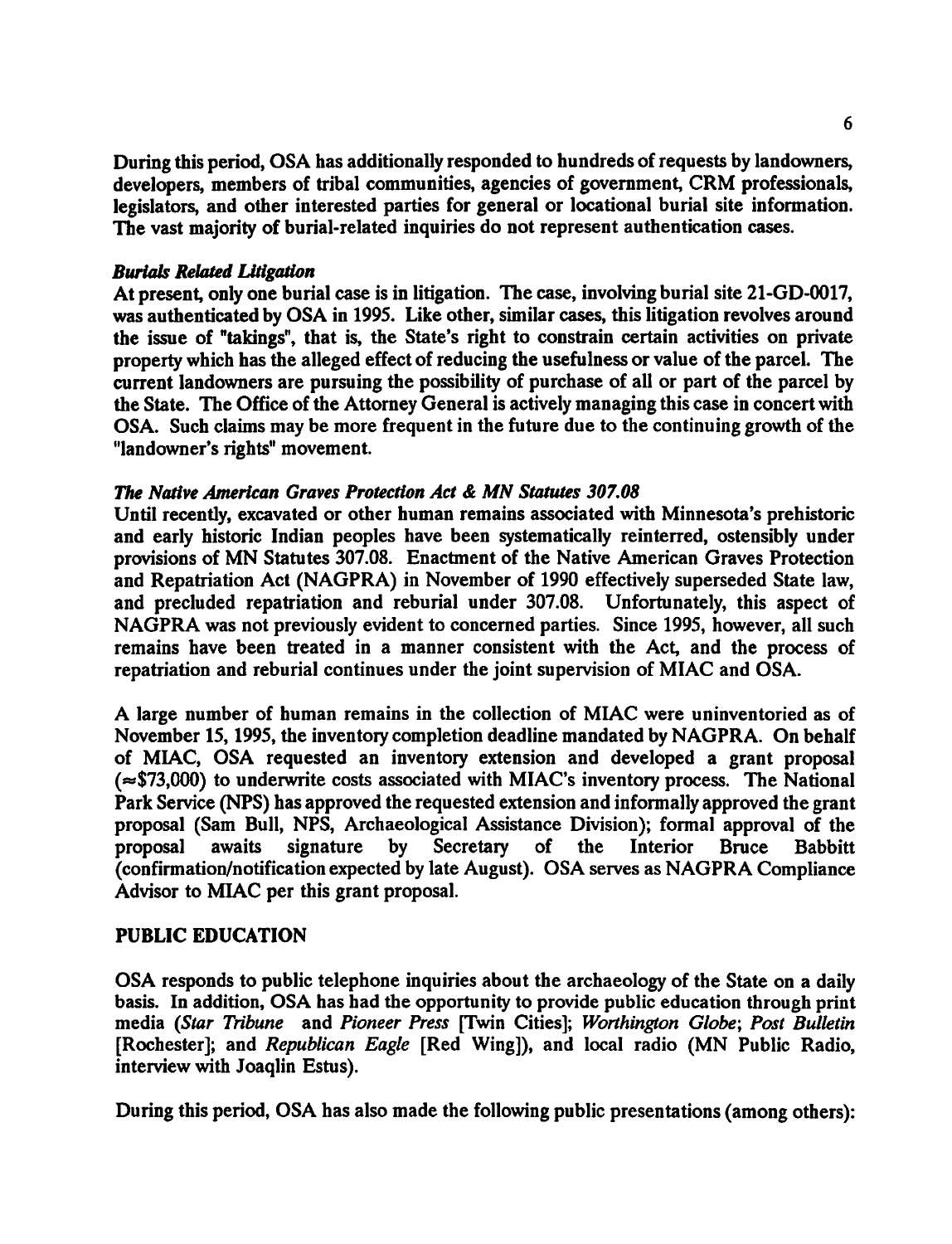During this period, OSA has additionally responded to hundreds of requests by landowners, developers, members of tribal communities, agencies of government, CRM professionals, legislators, and other interested parties for general or locational burial site information. The vast majority of burial-related inquiries do not represent authentication cases.

***Burials Related Litigation***

At present, only one burial case is in litigation. The case, involving burial site 21-GD-0017, was authenticated by OSA in 1995. Like other, similar cases, this litigation revolves around the issue of "takings", that is, the State's right to constrain certain activities on private property which has the alleged effect of reducing the usefulness or value of the parcel. The current landowners are pursuing the possibility of purchase of all or part of the parcel by the State. The Office of the Attorney General is actively managing this case in concert with OSA. Such claims may be more frequent in the future due to the continuing growth of the "landowner's rights" movement.

***The Native American Graves Protection Act & MN Statutes 307.08***

Until recently, excavated or other human remains associated with Minnesota's prehistoric and early historic Indian peoples have been systematically reinterred, ostensibly under provisions of MN Statutes 307.08. Enactment of the Native American Graves Protection and Repatriation Act (NAGPRA) in November of 1990 effectively superseded State law, and precluded repatriation and reburial under 307.08. Unfortunately, this aspect of NAGPRA was not previously evident to concerned parties. Since 1995, however, all such remains have been treated in a manner consistent with the Act, and the process of repatriation and reburial continues under the joint supervision of MIAC and OSA.

A large number of human remains in the collection of MIAC were uninventoried as of November 15, 1995, the inventory completion deadline mandated by NAGPRA. On behalf of MIAC, OSA requested an inventory extension and developed a grant proposal (≈$73,000) to underwrite costs associated with MIAC's inventory process. The National Park Service (NPS) has approved the requested extension and informally approved the grant proposal (Sam Bull, NPS, Archaeological Assistance Division); formal approval of the proposal awaits signature by Secretary of the Interior Bruce Babbitt (confirmation/notification expected by late August). OSA serves as NAGPRA Compliance Advisor to MIAC per this grant proposal.

## PUBLIC EDUCATION

OSA responds to public telephone inquiries about the archaeology of the State on a daily basis. In addition, OSA has had the opportunity to provide public education through print media (*Star Tribune* and *Pioneer Press* [Twin Cities]; *Worthington Globe*; *Post Bulletin* [Rochester]; and *Republican Eagle* [Red Wing]), and local radio (MN Public Radio, interview with Joaqlin Estus).

During this period, OSA has also made the following public presentations (among others):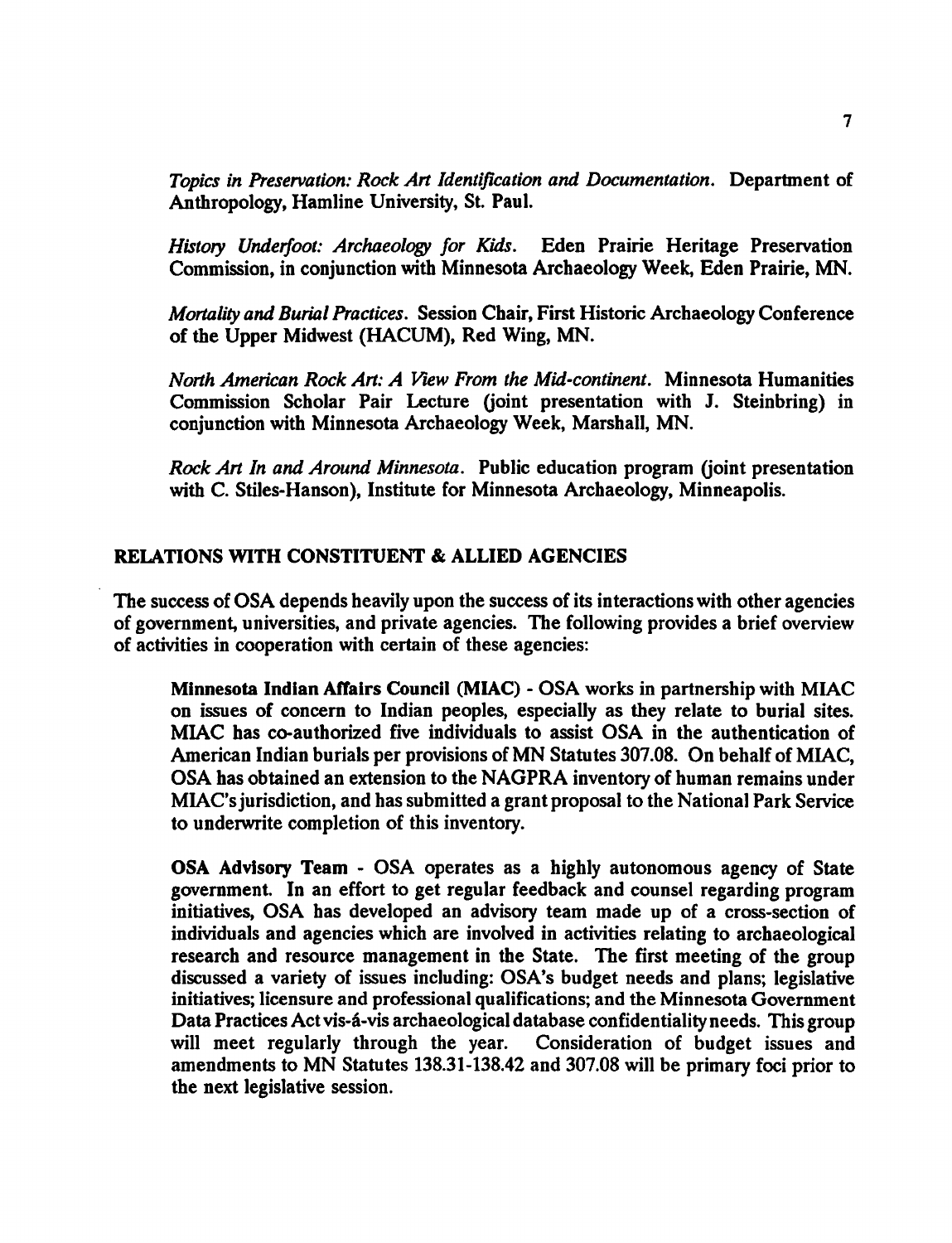*Topics in Preservation: Rock Art Identification and Documentation*. Department of Anthropology, Hamline University, St. Paul.

*History Underfoot: Archaeology for Kids*. Eden Prairie Heritage Preservation Commission, in conjunction with Minnesota Archaeology Week, Eden Prairie, MN.

*Mortality and Burial Practices*. Session Chair, First Historic Archaeology Conference of the Upper Midwest (HACUM), Red Wing, MN.

*North American Rock Art: A View From the Mid-continent*. Minnesota Humanities Commission Scholar Pair Lecture (joint presentation with J. Steinbring) in conjunction with Minnesota Archaeology Week, Marshall, MN.

*Rock Art In and Around Minnesota*. Public education program (joint presentation with C. Stiles-Hanson), Institute for Minnesota Archaeology, Minneapolis.

## RELATIONS WITH CONSTITUENT & ALLIED AGENCIES

The success of OSA depends heavily upon the success of its interactions with other agencies of government, universities, and private agencies. The following provides a brief overview of activities in cooperation with certain of these agencies:

**Minnesota Indian Affairs Council (MIAC)** - OSA works in partnership with MIAC on issues of concern to Indian peoples, especially as they relate to burial sites. MIAC has co-authorized five individuals to assist OSA in the authentication of American Indian burials per provisions of MN Statutes 307.08. On behalf of MIAC, OSA has obtained an extension to the NAGPRA inventory of human remains under MIAC's jurisdiction, and has submitted a grant proposal to the National Park Service to underwrite completion of this inventory.

**OSA Advisory Team** - OSA operates as a highly autonomous agency of State government. In an effort to get regular feedback and counsel regarding program initiatives, OSA has developed an advisory team made up of a cross-section of individuals and agencies which are involved in activities relating to archaeological research and resource management in the State. The first meeting of the group discussed a variety of issues including: OSA's budget needs and plans; legislative initiatives; licensure and professional qualifications; and the Minnesota Government Data Practices Act vis-á-vis archaeological database confidentiality needs. This group will meet regularly through the year. Consideration of budget issues and amendments to MN Statutes 138.31-138.42 and 307.08 will be primary foci prior to the next legislative session.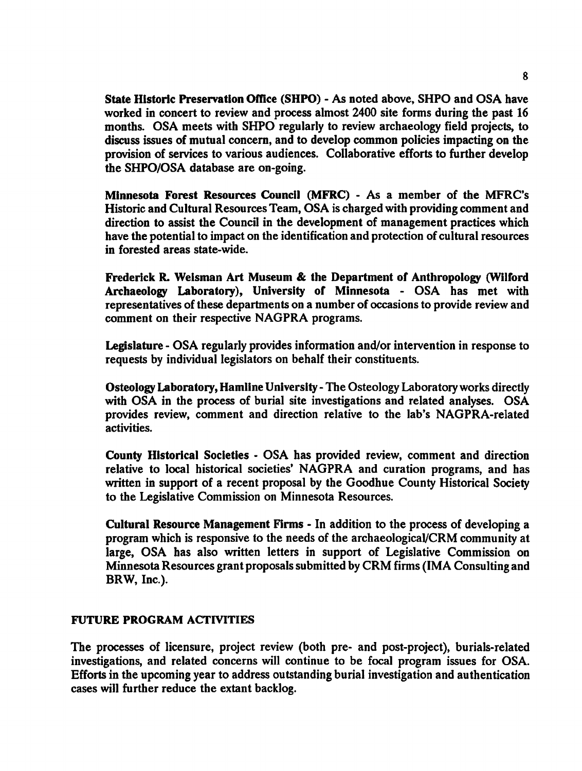**State Historic Preservation Office (SHPO)** - As noted above, SHPO and OSA have worked in concert to review and process almost 2400 site forms during the past 16 months. OSA meets with SHPO regularly to review archaeology field projects, to discuss issues of mutual concern, and to develop common policies impacting on the provision of services to various audiences. Collaborative efforts to further develop the SHPO/OSA database are on-going.

**Minnesota Forest Resources Council (MFRC)** - As a member of the MFRC's Historic and Cultural Resources Team, OSA is charged with providing comment and direction to assist the Council in the development of management practices which have the potential to impact on the identification and protection of cultural resources in forested areas state-wide.

**Frederick R. Weisman Art Museum & the Department of Anthropology (Wilford Archaeology Laboratory), University of Minnesota** - OSA has met with representatives of these departments on a number of occasions to provide review and comment on their respective NAGPRA programs.

**Legislature** - OSA regularly provides information and/or intervention in response to requests by individual legislators on behalf their constituents.

**Osteology Laboratory, Hamline University** - The Osteology Laboratory works directly with OSA in the process of burial site investigations and related analyses. OSA provides review, comment and direction relative to the lab's NAGPRA-related activities.

**County Historical Societies** - OSA has provided review, comment and direction relative to local historical societies' NAGPRA and curation programs, and has written in support of a recent proposal by the Goodhue County Historical Society to the Legislative Commission on Minnesota Resources.

**Cultural Resource Management Firms** - In addition to the process of developing a program which is responsive to the needs of the archaeological/CRM community at large, OSA has also written letters in support of Legislative Commission on Minnesota Resources grant proposals submitted by CRM firms (IMA Consulting and BRW, Inc.).

## FUTURE PROGRAM ACTIVITIES

The processes of licensure, project review (both pre- and post-project), burials-related investigations, and related concerns will continue to be focal program issues for OSA. Efforts in the upcoming year to address outstanding burial investigation and authentication cases will further reduce the extant backlog.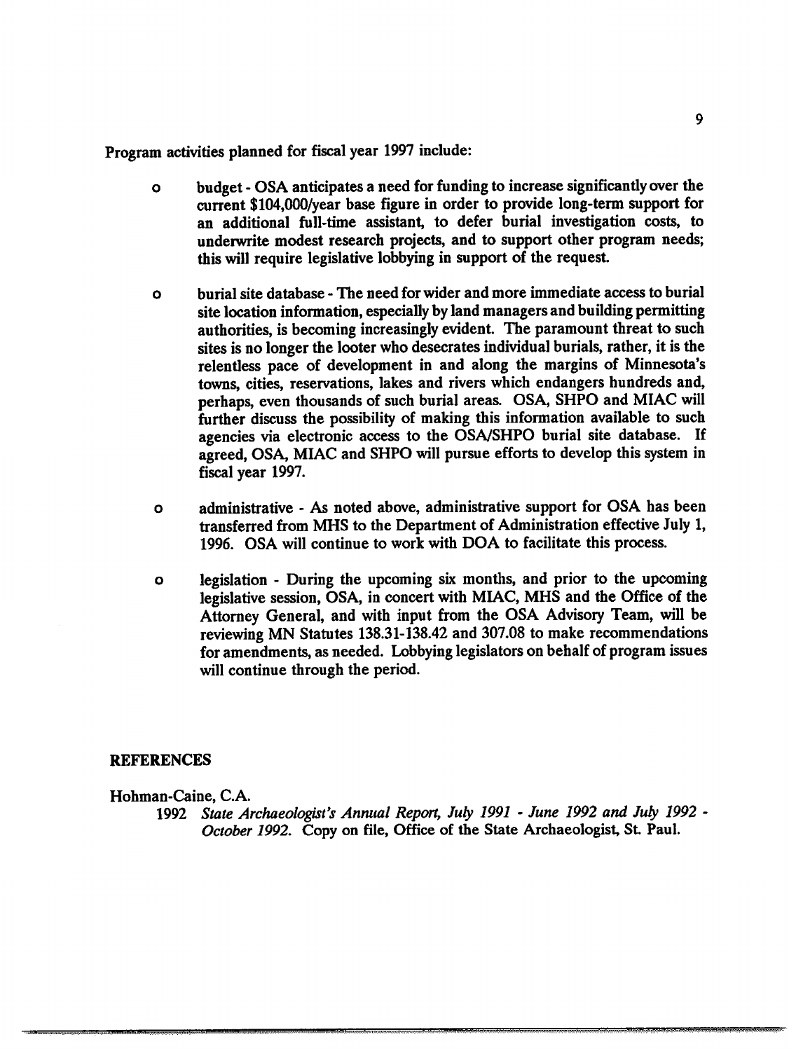Program activities planned for fiscal year 1997 include:

- budget - OSA anticipates a need for funding to increase significantly over the current $104,000/year base figure in order to provide long-term support for an additional full-time assistant, to defer burial investigation costs, to underwrite modest research projects, and to support other program needs; this will require legislative lobbying in support of the request.

- burial site database - The need for wider and more immediate access to burial site location information, especially by land managers and building permitting authorities, is becoming increasingly evident. The paramount threat to such sites is no longer the looter who desecrates individual burials, rather, it is the relentless pace of development in and along the margins of Minnesota's towns, cities, reservations, lakes and rivers which endangers hundreds and, perhaps, even thousands of such burial areas. OSA, SHPO and MIAC will further discuss the possibility of making this information available to such agencies via electronic access to the OSA/SHPO burial site database. If agreed, OSA, MIAC and SHPO will pursue efforts to develop this system in fiscal year 1997.

- administrative - As noted above, administrative support for OSA has been transferred from MHS to the Department of Administration effective July 1, 1996. OSA will continue to work with DOA to facilitate this process.

- legislation - During the upcoming six months, and prior to the upcoming legislative session, OSA, in concert with MIAC, MHS and the Office of the Attorney General, and with input from the OSA Advisory Team, will be reviewing MN Statutes 138.31-138.42 and 307.08 to make recommendations for amendments, as needed. Lobbying legislators on behalf of program issues will continue through the period.

## REFERENCES

Hohman-Caine, C.A.

1992 *State Archaeologist's Annual Report, July 1991 - June 1992 and July 1992 - October 1992.* Copy on file, Office of the State Archaeologist, St. Paul.